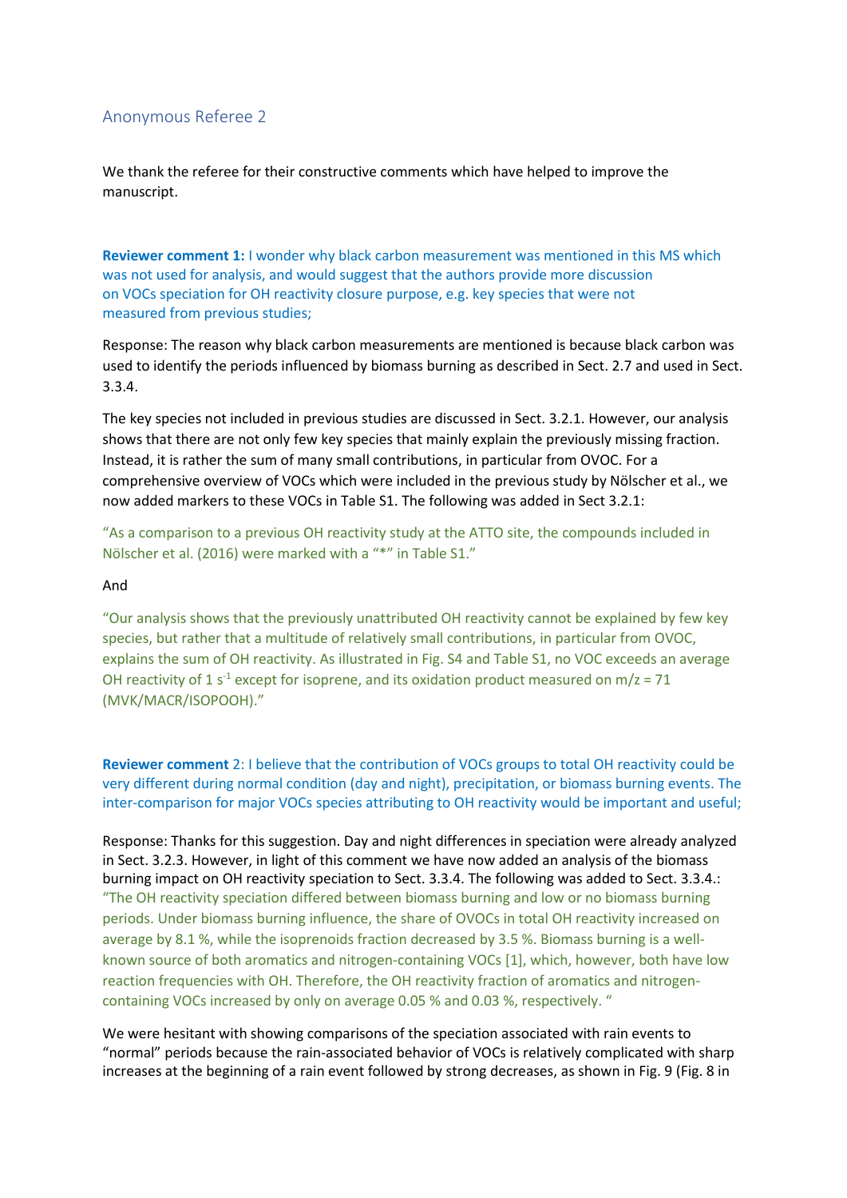## Anonymous Referee 2

We thank the referee for their constructive comments which have helped to improve the manuscript.

**Reviewer comment 1:** I wonder why black carbon measurement was mentioned in this MS which was not used for analysis, and would suggest that the authors provide more discussion on VOCs speciation for OH reactivity closure purpose, e.g. key species that were not measured from previous studies;

Response: The reason why black carbon measurements are mentioned is because black carbon was used to identify the periods influenced by biomass burning as described in Sect. 2.7 and used in Sect. 3.3.4.

The key species not included in previous studies are discussed in Sect. 3.2.1. However, our analysis shows that there are not only few key species that mainly explain the previously missing fraction. Instead, it is rather the sum of many small contributions, in particular from OVOC. For a comprehensive overview of VOCs which were included in the previous study by Nölscher et al., we now added markers to these VOCs in Table S1. The following was added in Sect 3.2.1:

"As a comparison to a previous OH reactivity study at the ATTO site, the compounds included in Nölscher et al. (2016) were marked with a "*" in Table S1."

And

"Our analysis shows that the previously unattributed OH reactivity cannot be explained by few key species, but rather that a multitude of relatively small contributions, in particular from OVOC, explains the sum of OH reactivity. As illustrated in Fig. S4 and Table S1, no VOC exceeds an average OH reactivity of 1 $s^{-1}$ except for isoprene, and its oxidation product measured on m/z = 71 (MVK/MACR/ISOPOOH)."

**Reviewer comment** 2: I believe that the contribution of VOCs groups to total OH reactivity could be very different during normal condition (day and night), precipitation, or biomass burning events. The inter-comparison for major VOCs species attributing to OH reactivity would be important and useful;

Response: Thanks for this suggestion. Day and night differences in speciation were already analyzed in Sect. 3.2.3. However, in light of this comment we have now added an analysis of the biomass burning impact on OH reactivity speciation to Sect. 3.3.4. The following was added to Sect. 3.3.4.: "The OH reactivity speciation differed between biomass burning and low or no biomass burning periods. Under biomass burning influence, the share of OVOCs in total OH reactivity increased on average by 8.1 %, while the isoprenoids fraction decreased by 3.5 %. Biomass burning is a well-known source of both aromatics and nitrogen-containing VOCs [1], which, however, both have low reaction frequencies with OH. Therefore, the OH reactivity fraction of aromatics and nitrogen-containing VOCs increased by only on average 0.05 % and 0.03 %, respectively. "

We were hesitant with showing comparisons of the speciation associated with rain events to "normal" periods because the rain-associated behavior of VOCs is relatively complicated with sharp increases at the beginning of a rain event followed by strong decreases, as shown in Fig. 9 (Fig. 8 in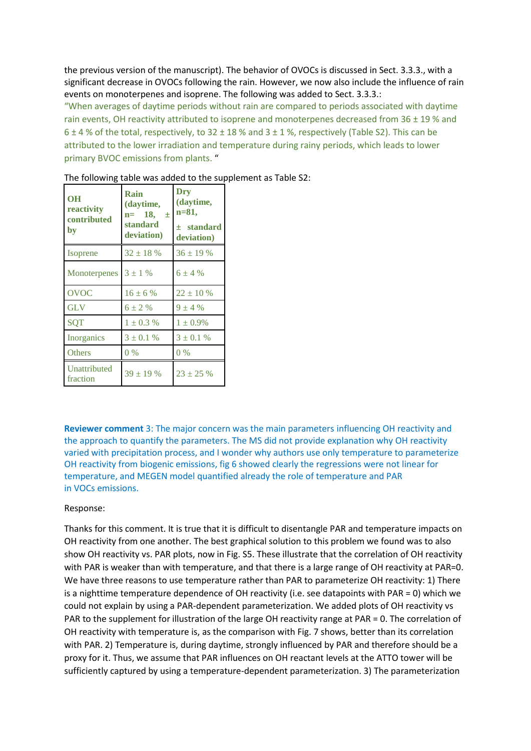the previous version of the manuscript). The behavior of OVOCs is discussed in Sect. 3.3.3., with a significant decrease in OVOCs following the rain. However, we now also include the influence of rain events on monoterpenes and isoprene. The following was added to Sect. 3.3.3.:

"When averages of daytime periods without rain are compared to periods associated with daytime rain events, OH reactivity attributed to isoprene and monoterpenes decreased from 36 ± 19 % and 6 ± 4 % of the total, respectively, to 32 ± 18 % and 3 ± 1 %, respectively (Table S2). This can be attributed to the lower irradiation and temperature during rainy periods, which leads to lower primary BVOC emissions from plants. "

The following table was added to the supplement as Table S2:

| **OH reactivity contributed by** | **Rain (daytime, n= 18, ± standard deviation)** | **Dry (daytime, n=81, ± standard deviation)** |
|---|---|---|
| Isoprene | 32 ± 18 % | 36 ± 19 % |
| Monoterpenes | 3 ± 1 % | 6 ± 4 % |
| OVOC | 16 ± 6 % | 22 ± 10 % |
| GLV | 6 ± 2 % | 9 ± 4 % |
| SQT | 1 ± 0.3 % | 1 ± 0.9% |
| Inorganics | 3 ± 0.1 % | 3 ± 0.1 % |
| Others | 0 % | 0 % |
| Unattributed fraction | 39 ± 19 % | 23 ± 25 % |

**Reviewer comment** 3: The major concern was the main parameters influencing OH reactivity and the approach to quantify the parameters. The MS did not provide explanation why OH reactivity varied with precipitation process, and I wonder why authors use only temperature to parameterize OH reactivity from biogenic emissions, fig 6 showed clearly the regressions were not linear for temperature, and MEGEN model quantified already the role of temperature and PAR in VOCs emissions.

Response:

Thanks for this comment. It is true that it is difficult to disentangle PAR and temperature impacts on OH reactivity from one another. The best graphical solution to this problem we found was to also show OH reactivity vs. PAR plots, now in Fig. S5. These illustrate that the correlation of OH reactivity with PAR is weaker than with temperature, and that there is a large range of OH reactivity at PAR=0. We have three reasons to use temperature rather than PAR to parameterize OH reactivity: 1) There is a nighttime temperature dependence of OH reactivity (i.e. see datapoints with PAR = 0) which we could not explain by using a PAR-dependent parameterization. We added plots of OH reactivity vs PAR to the supplement for illustration of the large OH reactivity range at PAR = 0. The correlation of OH reactivity with temperature is, as the comparison with Fig. 7 shows, better than its correlation with PAR. 2) Temperature is, during daytime, strongly influenced by PAR and therefore should be a proxy for it. Thus, we assume that PAR influences on OH reactant levels at the ATTO tower will be sufficiently captured by using a temperature-dependent parameterization. 3) The parameterization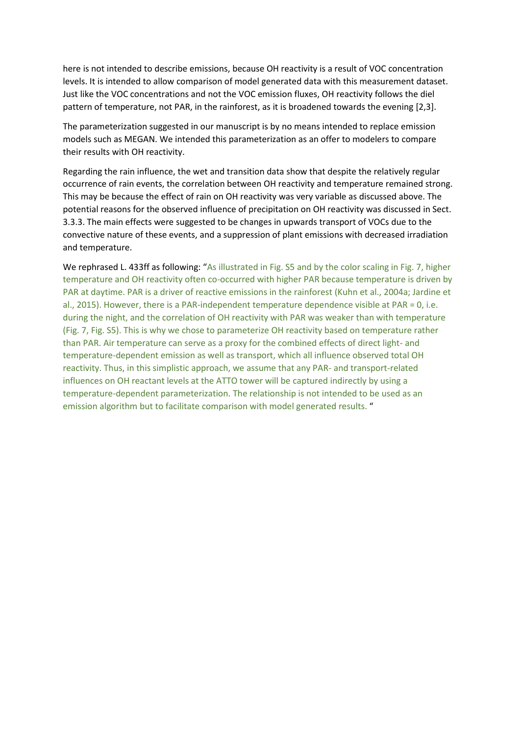here is not intended to describe emissions, because OH reactivity is a result of VOC concentration levels. It is intended to allow comparison of model generated data with this measurement dataset. Just like the VOC concentrations and not the VOC emission fluxes, OH reactivity follows the diel pattern of temperature, not PAR, in the rainforest, as it is broadened towards the evening [2,3].

The parameterization suggested in our manuscript is by no means intended to replace emission models such as MEGAN. We intended this parameterization as an offer to modelers to compare their results with OH reactivity.

Regarding the rain influence, the wet and transition data show that despite the relatively regular occurrence of rain events, the correlation between OH reactivity and temperature remained strong. This may be because the effect of rain on OH reactivity was very variable as discussed above. The potential reasons for the observed influence of precipitation on OH reactivity was discussed in Sect. 3.3.3. The main effects were suggested to be changes in upwards transport of VOCs due to the convective nature of these events, and a suppression of plant emissions with decreased irradiation and temperature.

We rephrased L. 433ff as following: "As illustrated in Fig. S5 and by the color scaling in Fig. 7, higher temperature and OH reactivity often co-occurred with higher PAR because temperature is driven by PAR at daytime. PAR is a driver of reactive emissions in the rainforest (Kuhn et al., 2004a; Jardine et al., 2015). However, there is a PAR-independent temperature dependence visible at PAR = 0, i.e. during the night, and the correlation of OH reactivity with PAR was weaker than with temperature (Fig. 7, Fig. S5). This is why we chose to parameterize OH reactivity based on temperature rather than PAR. Air temperature can serve as a proxy for the combined effects of direct light- and temperature-dependent emission as well as transport, which all influence observed total OH reactivity. Thus, in this simplistic approach, we assume that any PAR- and transport-related influences on OH reactant levels at the ATTO tower will be captured indirectly by using a temperature-dependent parameterization. The relationship is not intended to be used as an emission algorithm but to facilitate comparison with model generated results. "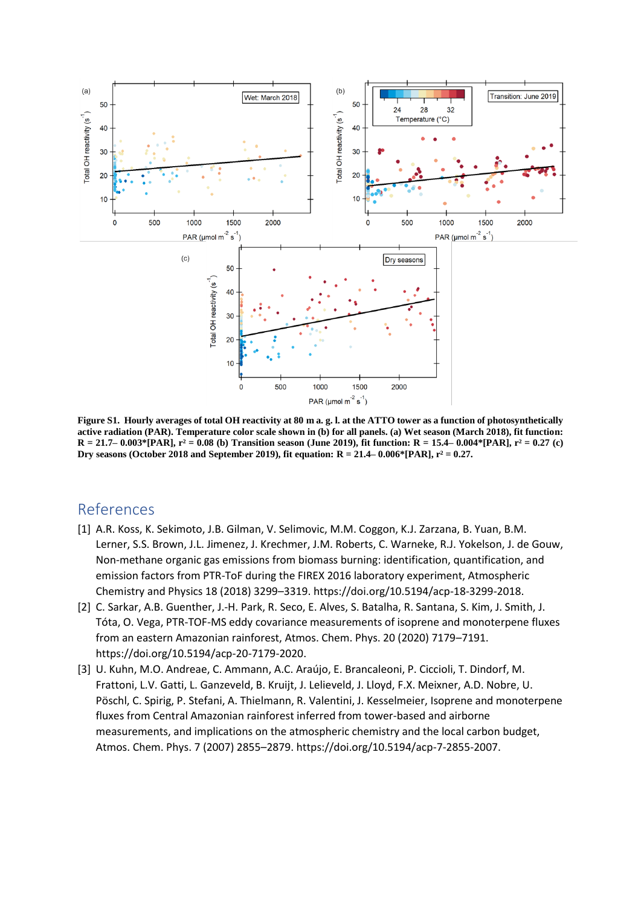(a)

Wet: March 2018

Total OH reactivity ($s^{-1}$)

50
40
30
20
10

0 500 1000 1500 2000

PAR (µmol $m^{-2}$ $s^{-1}$)

(b)

Transition: June 2019

24 28 32

Temperature (°C)

Total OH reactivity ($s^{-1}$)

50
40
30
20
10

0 500 1000 1500 2000

PAR (µmol $m^{-2}$ $s^{-1}$)

(c)

Dry seasons

Total OH reactivity ($s^{-1}$)

50
40
30
20
10

0 500 1000 1500 2000

PAR (µmol $m^{-2}$ $s^{-1}$)

**Figure S1. Hourly averages of total OH reactivity at 80 m a. g. l. at the ATTO tower as a function of photosynthetically active radiation (PAR). Temperature color scale shown in (b) for all panels. (a) Wet season (March 2018), fit function: R = 21.7– 0.003*[PAR], $r^2$ = 0.08 (b) Transition season (June 2019), fit function: R = 15.4– 0.004*[PAR], $r^2$ = 0.27 (c) Dry seasons (October 2018 and September 2019), fit equation: R = 21.4– 0.006*[PAR], $r^2$ = 0.27.**

## References

[1] A.R. Koss, K. Sekimoto, J.B. Gilman, V. Selimovic, M.M. Coggon, K.J. Zarzana, B. Yuan, B.M. Lerner, S.S. Brown, J.L. Jimenez, J. Krechmer, J.M. Roberts, C. Warneke, R.J. Yokelson, J. de Gouw, Non-methane organic gas emissions from biomass burning: identification, quantification, and emission factors from PTR-ToF during the FIREX 2016 laboratory experiment, Atmospheric Chemistry and Physics 18 (2018) 3299–3319. https://doi.org/10.5194/acp-18-3299-2018.

[2] C. Sarkar, A.B. Guenther, J.-H. Park, R. Seco, E. Alves, S. Batalha, R. Santana, S. Kim, J. Smith, J. Tóta, O. Vega, PTR-TOF-MS eddy covariance measurements of isoprene and monoterpene fluxes from an eastern Amazonian rainforest, Atmos. Chem. Phys. 20 (2020) 7179–7191. https://doi.org/10.5194/acp-20-7179-2020.

[3] U. Kuhn, M.O. Andreae, C. Ammann, A.C. Araújo, E. Brancaleoni, P. Ciccioli, T. Dindorf, M. Frattoni, L.V. Gatti, L. Ganzeveld, B. Kruijt, J. Lelieveld, J. Lloyd, F.X. Meixner, A.D. Nobre, U. Pöschl, C. Spirig, P. Stefani, A. Thielmann, R. Valentini, J. Kesselmeier, Isoprene and monoterpene fluxes from Central Amazonian rainforest inferred from tower-based and airborne measurements, and implications on the atmospheric chemistry and the local carbon budget, Atmos. Chem. Phys. 7 (2007) 2855–2879. https://doi.org/10.5194/acp-7-2855-2007.